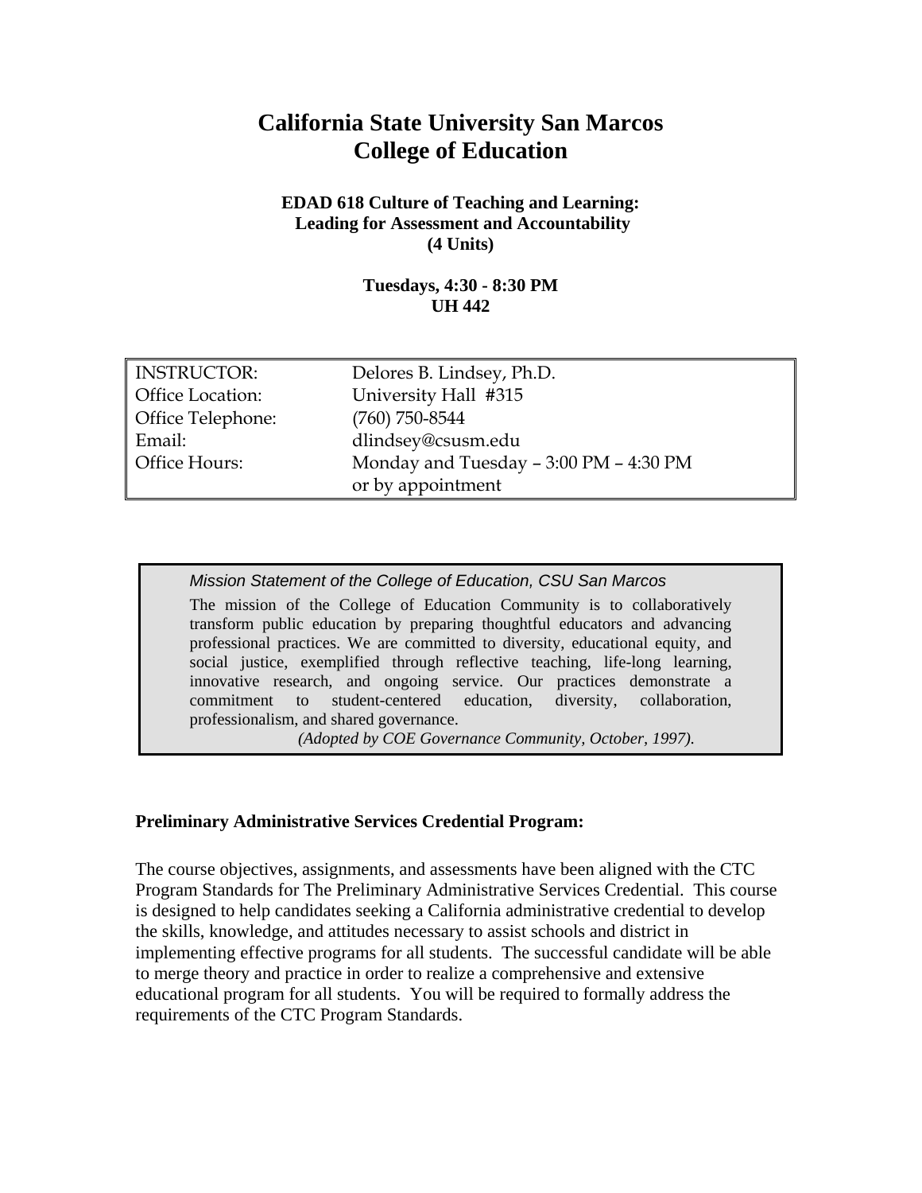# California State University San Marcos
# College of Education

**EDAD 618 Culture of Teaching and Learning:**
**Leading for Assessment and Accountability**
**(4 Units)**

**Tuesdays, 4:30 - 8:30 PM**
**UH 442**

| | |
|---|---|
| INSTRUCTOR: | Delores B. Lindsey, Ph.D. |
| Office Location: | University Hall #315 |
| Office Telephone: | (760) 750-8544 |
| Email: | dlindsey@csusm.edu |
| Office Hours: | Monday and Tuesday – 3:00 PM – 4:30 PM or by appointment |

*Mission Statement of the College of Education, CSU San Marcos*

The mission of the College of Education Community is to collaboratively transform public education by preparing thoughtful educators and advancing professional practices. We are committed to diversity, educational equity, and social justice, exemplified through reflective teaching, life-long learning, innovative research, and ongoing service. Our practices demonstrate a commitment to student-centered education, diversity, collaboration, professionalism, and shared governance.

*(Adopted by COE Governance Community, October, 1997).*

**Preliminary Administrative Services Credential Program:**

The course objectives, assignments, and assessments have been aligned with the CTC Program Standards for The Preliminary Administrative Services Credential. This course is designed to help candidates seeking a California administrative credential to develop the skills, knowledge, and attitudes necessary to assist schools and district in implementing effective programs for all students. The successful candidate will be able to merge theory and practice in order to realize a comprehensive and extensive educational program for all students. You will be required to formally address the requirements of the CTC Program Standards.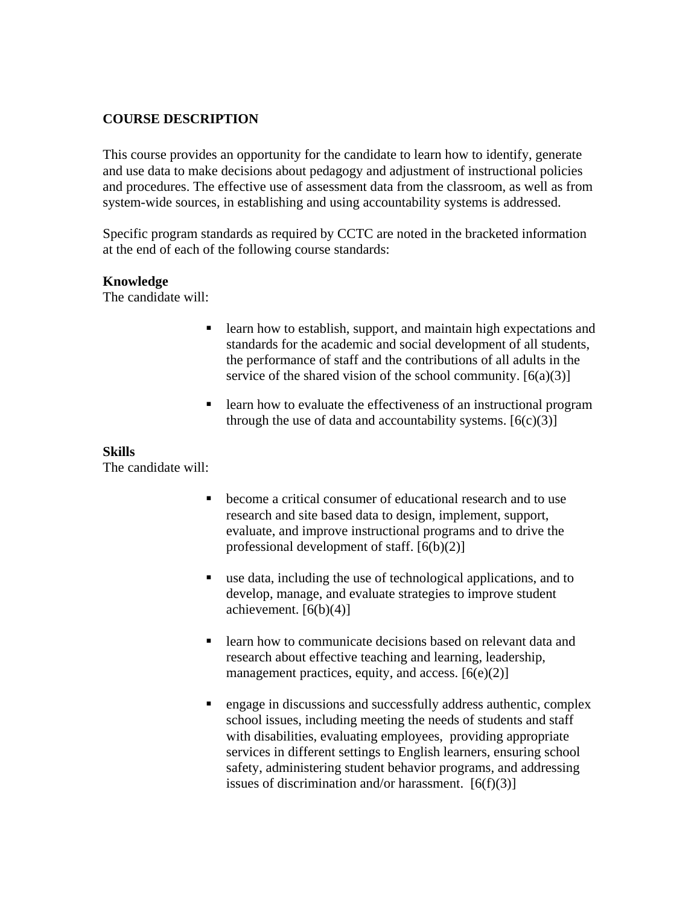## COURSE DESCRIPTION

This course provides an opportunity for the candidate to learn how to identify, generate and use data to make decisions about pedagogy and adjustment of instructional policies and procedures. The effective use of assessment data from the classroom, as well as from system-wide sources, in establishing and using accountability systems is addressed.

Specific program standards as required by CCTC are noted in the bracketed information at the end of each of the following course standards:

**Knowledge**
The candidate will:

- learn how to establish, support, and maintain high expectations and standards for the academic and social development of all students, the performance of staff and the contributions of all adults in the service of the shared vision of the school community. [6(a)(3)]

- learn how to evaluate the effectiveness of an instructional program through the use of data and accountability systems. [6(c)(3)]

**Skills**
The candidate will:

- become a critical consumer of educational research and to use research and site based data to design, implement, support, evaluate, and improve instructional programs and to drive the professional development of staff. [6(b)(2)]

- use data, including the use of technological applications, and to develop, manage, and evaluate strategies to improve student achievement. [6(b)(4)]

- learn how to communicate decisions based on relevant data and research about effective teaching and learning, leadership, management practices, equity, and access. [6(e)(2)]

- engage in discussions and successfully address authentic, complex school issues, including meeting the needs of students and staff with disabilities, evaluating employees, providing appropriate services in different settings to English learners, ensuring school safety, administering student behavior programs, and addressing issues of discrimination and/or harassment. [6(f)(3)]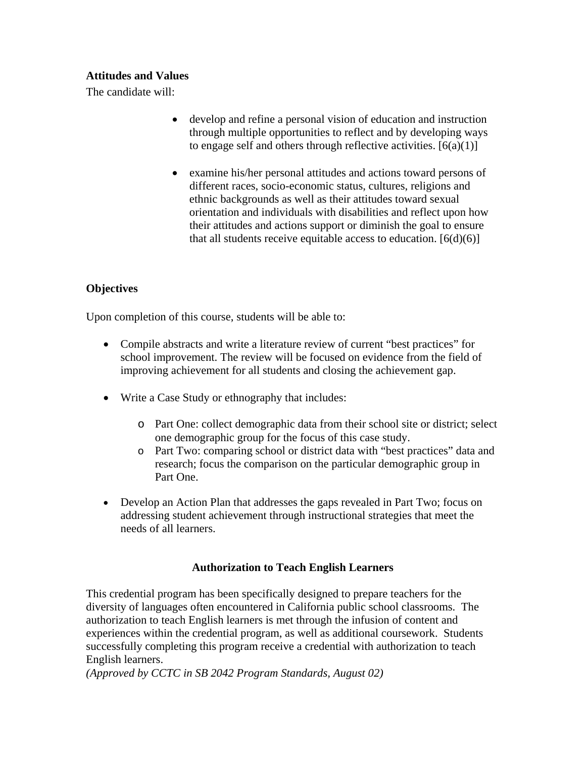**Attitudes and Values**

The candidate will:

- develop and refine a personal vision of education and instruction through multiple opportunities to reflect and by developing ways to engage self and others through reflective activities. [6(a)(1)]

- examine his/her personal attitudes and actions toward persons of different races, socio-economic status, cultures, religions and ethnic backgrounds as well as their attitudes toward sexual orientation and individuals with disabilities and reflect upon how their attitudes and actions support or diminish the goal to ensure that all students receive equitable access to education. [6(d)(6)]

**Objectives**

Upon completion of this course, students will be able to:

- Compile abstracts and write a literature review of current "best practices" for school improvement. The review will be focused on evidence from the field of improving achievement for all students and closing the achievement gap.

- Write a Case Study or ethnography that includes:
  - Part One: collect demographic data from their school site or district; select one demographic group for the focus of this case study.
  - Part Two: comparing school or district data with "best practices" data and research; focus the comparison on the particular demographic group in Part One.

- Develop an Action Plan that addresses the gaps revealed in Part Two; focus on addressing student achievement through instructional strategies that meet the needs of all learners.

**Authorization to Teach English Learners**

This credential program has been specifically designed to prepare teachers for the diversity of languages often encountered in California public school classrooms. The authorization to teach English learners is met through the infusion of content and experiences within the credential program, as well as additional coursework. Students successfully completing this program receive a credential with authorization to teach English learners.
*(Approved by CCTC in SB 2042 Program Standards, August 02)*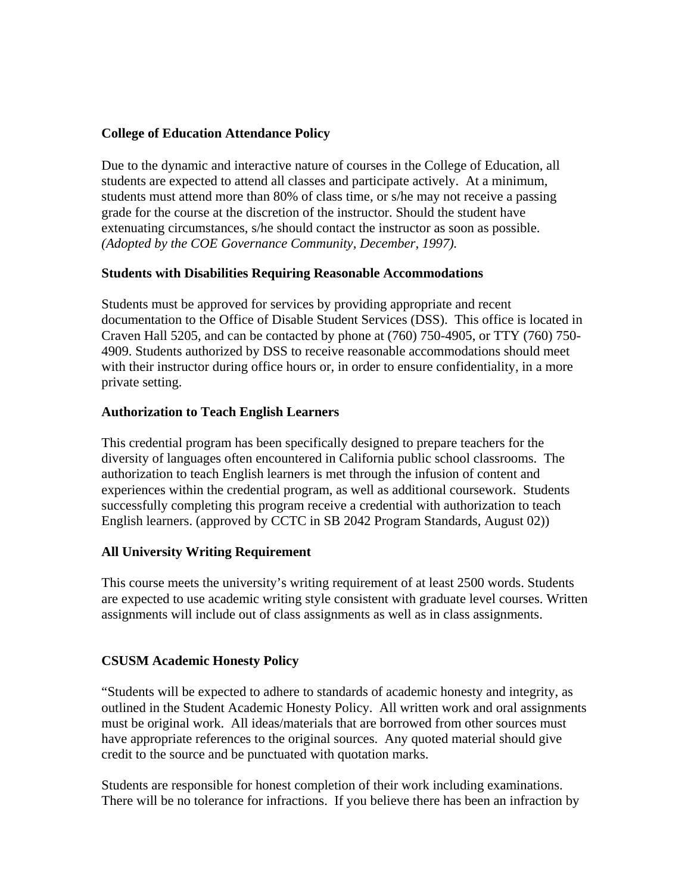**College of Education Attendance Policy**

Due to the dynamic and interactive nature of courses in the College of Education, all students are expected to attend all classes and participate actively. At a minimum, students must attend more than 80% of class time, or s/he may not receive a passing grade for the course at the discretion of the instructor. Should the student have extenuating circumstances, s/he should contact the instructor as soon as possible. *(Adopted by the COE Governance Community, December, 1997).*

**Students with Disabilities Requiring Reasonable Accommodations**

Students must be approved for services by providing appropriate and recent documentation to the Office of Disable Student Services (DSS). This office is located in Craven Hall 5205, and can be contacted by phone at (760) 750-4905, or TTY (760) 750-4909. Students authorized by DSS to receive reasonable accommodations should meet with their instructor during office hours or, in order to ensure confidentiality, in a more private setting.

**Authorization to Teach English Learners**

This credential program has been specifically designed to prepare teachers for the diversity of languages often encountered in California public school classrooms. The authorization to teach English learners is met through the infusion of content and experiences within the credential program, as well as additional coursework. Students successfully completing this program receive a credential with authorization to teach English learners. (approved by CCTC in SB 2042 Program Standards, August 02))

**All University Writing Requirement**

This course meets the university's writing requirement of at least 2500 words. Students are expected to use academic writing style consistent with graduate level courses. Written assignments will include out of class assignments as well as in class assignments.

**CSUSM Academic Honesty Policy**

"Students will be expected to adhere to standards of academic honesty and integrity, as outlined in the Student Academic Honesty Policy. All written work and oral assignments must be original work. All ideas/materials that are borrowed from other sources must have appropriate references to the original sources. Any quoted material should give credit to the source and be punctuated with quotation marks.

Students are responsible for honest completion of their work including examinations. There will be no tolerance for infractions. If you believe there has been an infraction by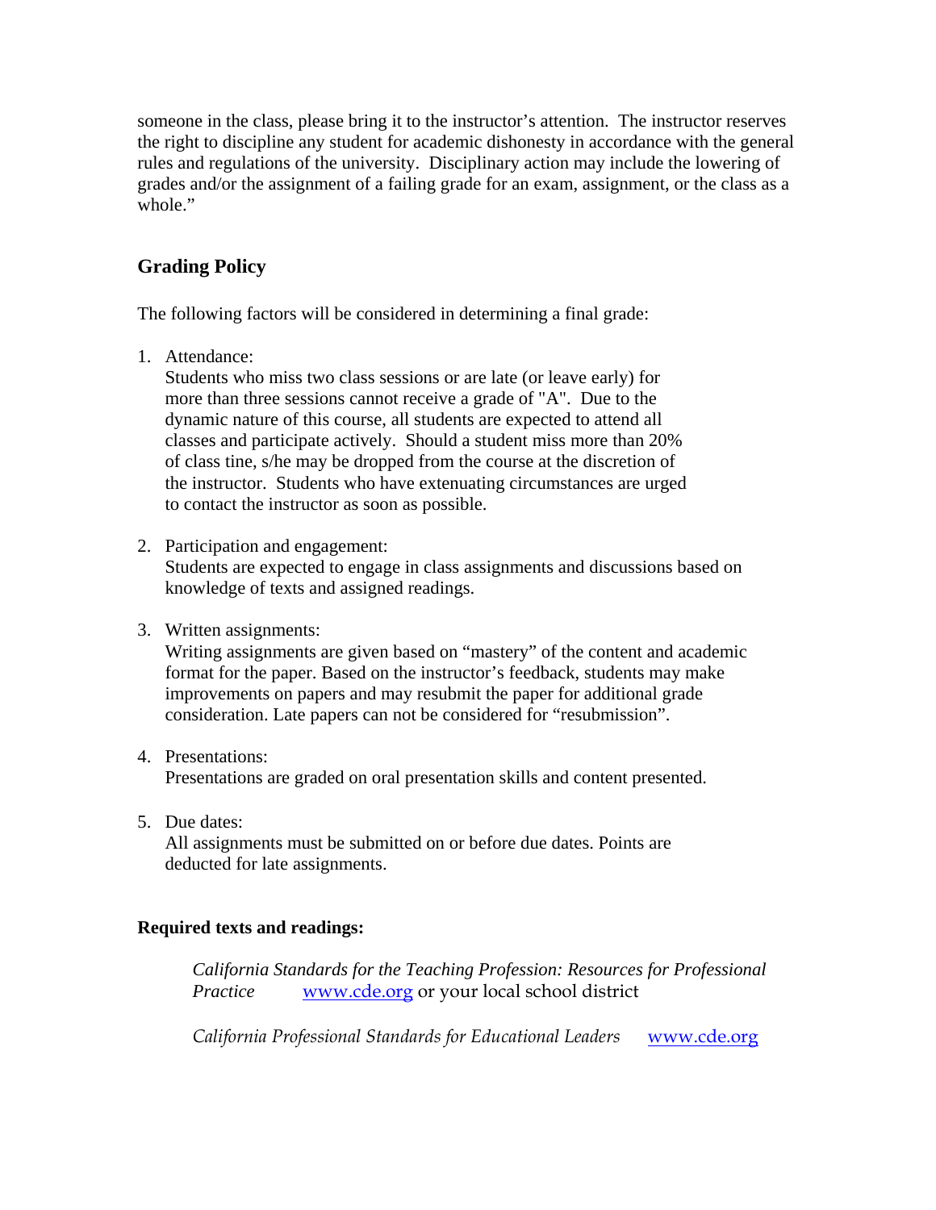someone in the class, please bring it to the instructor's attention. The instructor reserves the right to discipline any student for academic dishonesty in accordance with the general rules and regulations of the university. Disciplinary action may include the lowering of grades and/or the assignment of a failing grade for an exam, assignment, or the class as a whole."

## Grading Policy

The following factors will be considered in determining a final grade:

1. Attendance:
   Students who miss two class sessions or are late (or leave early) for more than three sessions cannot receive a grade of "A". Due to the dynamic nature of this course, all students are expected to attend all classes and participate actively. Should a student miss more than 20% of class tine, s/he may be dropped from the course at the discretion of the instructor. Students who have extenuating circumstances are urged to contact the instructor as soon as possible.

2. Participation and engagement:
   Students are expected to engage in class assignments and discussions based on knowledge of texts and assigned readings.

3. Written assignments:
   Writing assignments are given based on "mastery" of the content and academic format for the paper. Based on the instructor's feedback, students may make improvements on papers and may resubmit the paper for additional grade consideration. Late papers can not be considered for "resubmission".

4. Presentations:
   Presentations are graded on oral presentation skills and content presented.

5. Due dates:
   All assignments must be submitted on or before due dates. Points are deducted for late assignments.

**Required texts and readings:**

*California Standards for the Teaching Profession: Resources for Professional Practice* www.cde.org or your local school district

*California Professional Standards for Educational Leaders* www.cde.org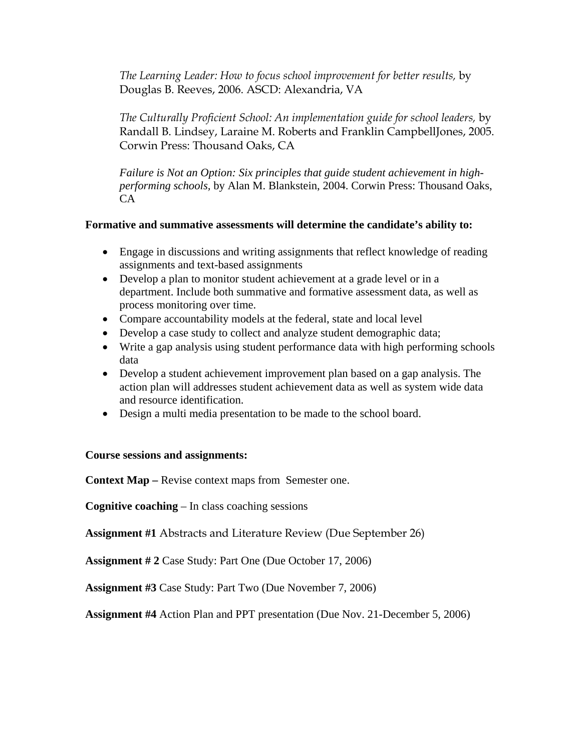*The Learning Leader: How to focus school improvement for better results,* by Douglas B. Reeves, 2006. ASCD: Alexandria, VA

*The Culturally Proficient School: An implementation guide for school leaders,* by Randall B. Lindsey, Laraine M. Roberts and Franklin CampbellJones, 2005. Corwin Press: Thousand Oaks, CA

*Failure is Not an Option: Six principles that guide student achievement in high-performing schools,* by Alan M. Blankstein, 2004. Corwin Press: Thousand Oaks, CA

**Formative and summative assessments will determine the candidate's ability to:**

- Engage in discussions and writing assignments that reflect knowledge of reading assignments and text-based assignments
- Develop a plan to monitor student achievement at a grade level or in a department. Include both summative and formative assessment data, as well as process monitoring over time.
- Compare accountability models at the federal, state and local level
- Develop a case study to collect and analyze student demographic data;
- Write a gap analysis using student performance data with high performing schools data
- Develop a student achievement improvement plan based on a gap analysis. The action plan will addresses student achievement data as well as system wide data and resource identification.
- Design a multi media presentation to be made to the school board.

**Course sessions and assignments:**

**Context Map –** Revise context maps from Semester one.

**Cognitive coaching** – In class coaching sessions

**Assignment #1** Abstracts and Literature Review (Due September 26)

**Assignment # 2** Case Study: Part One (Due October 17, 2006)

**Assignment #3** Case Study: Part Two (Due November 7, 2006)

**Assignment #4** Action Plan and PPT presentation (Due Nov. 21-December 5, 2006)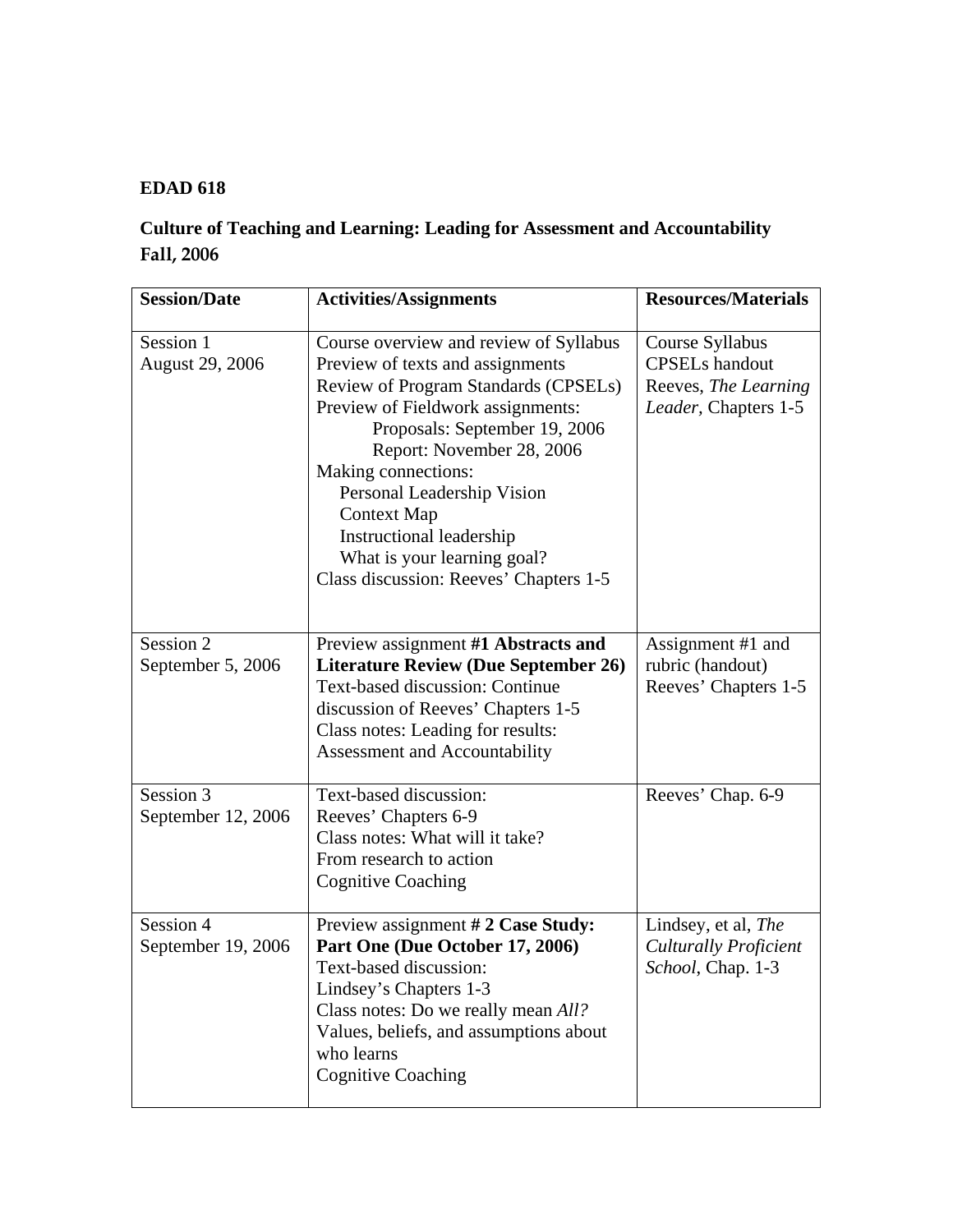**EDAD 618**

**Culture of Teaching and Learning: Leading for Assessment and Accountability Fall, 2006**

| **Session/Date** | **Activities/Assignments** | **Resources/Materials** |
|---|---|---|
| Session 1<br>August 29, 2006 | Course overview and review of Syllabus<br>Preview of texts and assignments<br>Review of Program Standards (CPSELs)<br>Preview of Fieldwork assignments:<br>Proposals: September 19, 2006<br>Report: November 28, 2006<br>Making connections:<br>Personal Leadership Vision<br>Context Map<br>Instructional leadership<br>What is your learning goal?<br>Class discussion: Reeves' Chapters 1-5 | Course Syllabus<br>CPSELs handout<br>Reeves, *The Learning Leader*, Chapters 1-5 |
| Session 2<br>September 5, 2006 | Preview assignment **#1 Abstracts and Literature Review (Due September 26)**<br>Text-based discussion: Continue discussion of Reeves' Chapters 1-5<br>Class notes: Leading for results: Assessment and Accountability | Assignment #1 and rubric (handout)<br>Reeves' Chapters 1-5 |
| Session 3<br>September 12, 2006 | Text-based discussion:<br>Reeves' Chapters 6-9<br>Class notes: What will it take?<br>From research to action<br>Cognitive Coaching | Reeves' Chap. 6-9 |
| Session 4<br>September 19, 2006 | Preview assignment **# 2 Case Study: Part One (Due October 17, 2006)**<br>Text-based discussion:<br>Lindsey's Chapters 1-3<br>Class notes: Do we really mean *All?*<br>Values, beliefs, and assumptions about who learns<br>Cognitive Coaching | Lindsey, et al, *The Culturally Proficient School*, Chap. 1-3 |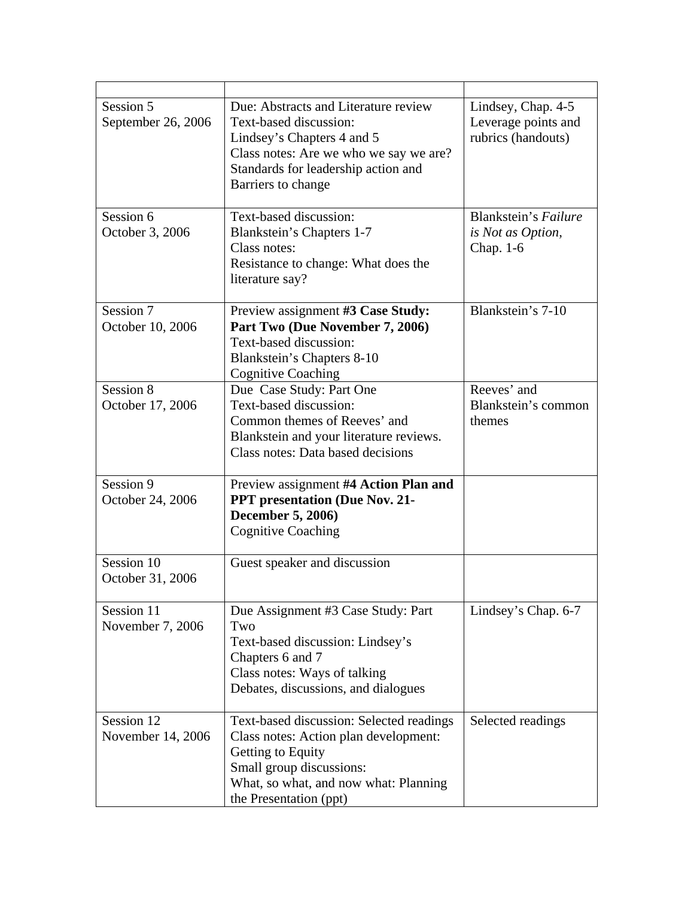| | | |
|---|---|---|
| Session 5<br>September 26, 2006 | Due: Abstracts and Literature review<br>Text-based discussion:<br>Lindsey's Chapters 4 and 5<br>Class notes: Are we who we say we are?<br>Standards for leadership action and Barriers to change | Lindsey, Chap. 4-5<br>Leverage points and rubrics (handouts) |
| Session 6<br>October 3, 2006 | Text-based discussion:<br>Blankstein's Chapters 1-7<br>Class notes:<br>Resistance to change: What does the literature say? | Blankstein's *Failure is Not as Option*, Chap. 1-6 |
| Session 7<br>October 10, 2006 | Preview assignment **#3 Case Study: Part Two (Due November 7, 2006)**<br>Text-based discussion:<br>Blankstein's Chapters 8-10<br>Cognitive Coaching | Blankstein's 7-10 |
| Session 8<br>October 17, 2006 | Due Case Study: Part One<br>Text-based discussion:<br>Common themes of Reeves' and Blankstein and your literature reviews.<br>Class notes: Data based decisions | Reeves' and Blankstein's common themes |
| Session 9<br>October 24, 2006 | Preview assignment **#4 Action Plan and PPT presentation (Due Nov. 21-December 5, 2006)**<br>Cognitive Coaching | |
| Session 10<br>October 31, 2006 | Guest speaker and discussion | |
| Session 11<br>November 7, 2006 | Due Assignment #3 Case Study: Part Two<br>Text-based discussion: Lindsey's Chapters 6 and 7<br>Class notes: Ways of talking<br>Debates, discussions, and dialogues | Lindsey's Chap. 6-7 |
| Session 12<br>November 14, 2006 | Text-based discussion: Selected readings<br>Class notes: Action plan development: Getting to Equity<br>Small group discussions:<br>What, so what, and now what: Planning the Presentation (ppt) | Selected readings |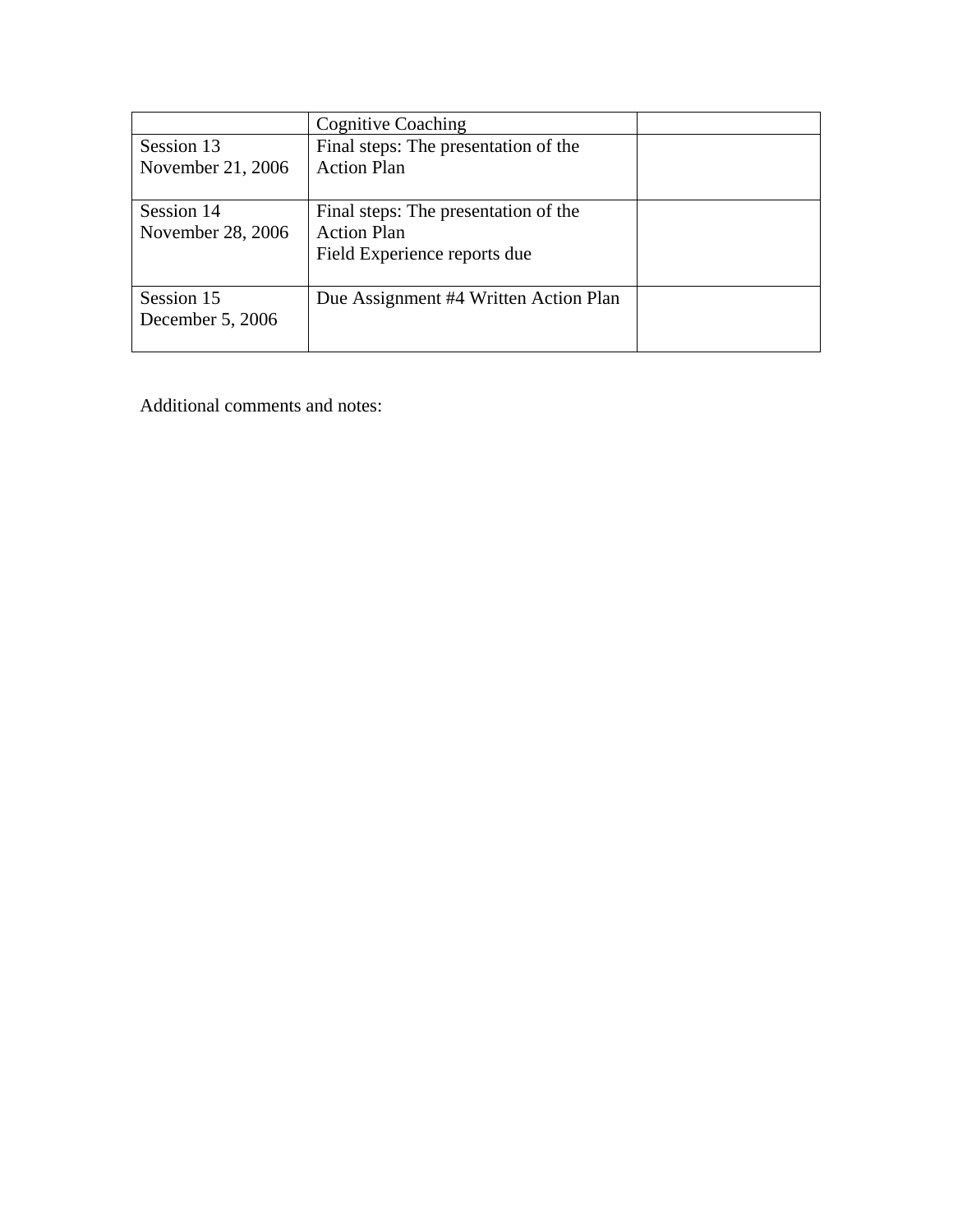| | | |
|---|---|---|
| | Cognitive Coaching | |
| Session 13<br>November 21, 2006 | Final steps: The presentation of the Action Plan | |
| Session 14<br>November 28, 2006 | Final steps: The presentation of the Action Plan<br>Field Experience reports due | |
| Session 15<br>December 5, 2006 | Due Assignment #4 Written Action Plan | |

Additional comments and notes: